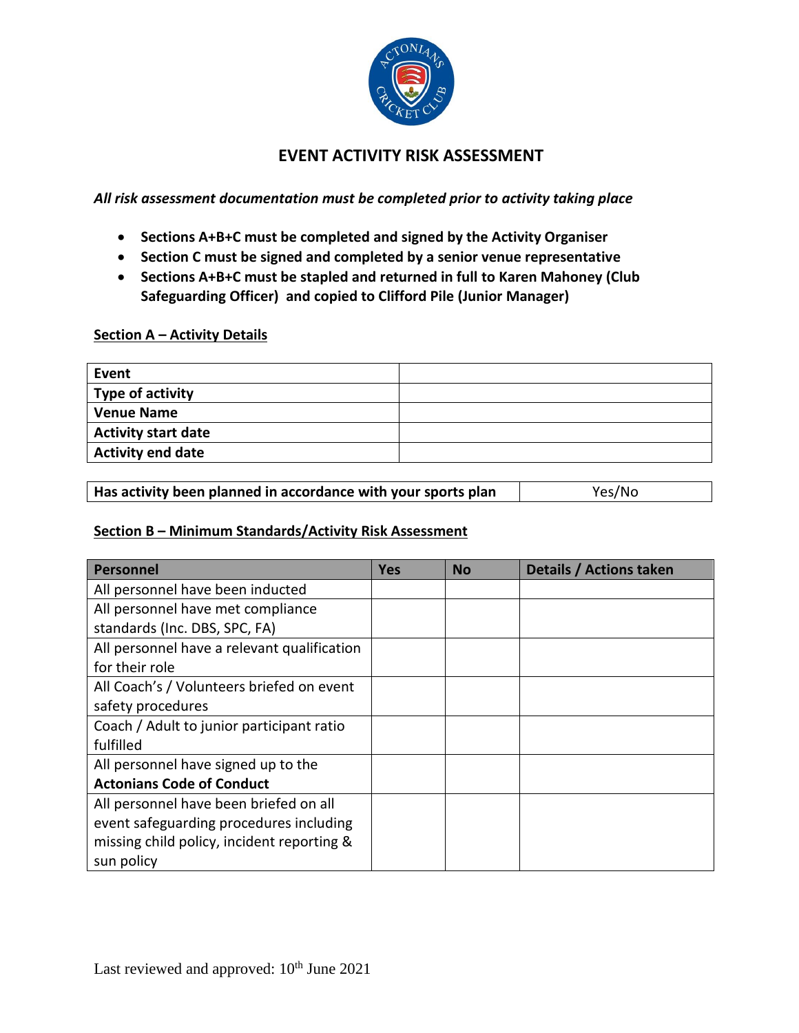# EVENT ACTIVITY RISK ASSESSMENT

***All risk assessment documentation must be completed prior to activity taking place***

- **Sections A+B+C must be completed and signed by the Activity Organiser**
- **Section C must be signed and completed by a senior venue representative**
- **Sections A+B+C must be stapled and returned in full to Karen Mahoney (Club Safeguarding Officer) and copied to Clifford Pile (Junior Manager)**

## Section A – Activity Details

| **Event** | |
|---|---|
| **Type of activity** | |
| **Venue Name** | |
| **Activity start date** | |
| **Activity end date** | |

| **Has activity been planned in accordance with your sports plan** | Yes/No |
|---|---|

## Section B – Minimum Standards/Activity Risk Assessment

| Personnel | Yes | No | Details / Actions taken |
|---|---|---|---|
| All personnel have been inducted | | | |
| All personnel have met compliance standards (Inc. DBS, SPC, FA) | | | |
| All personnel have a relevant qualification for their role | | | |
| All Coach's / Volunteers briefed on event safety procedures | | | |
| Coach / Adult to junior participant ratio fulfilled | | | |
| All personnel have signed up to the **Actonians Code of Conduct** | | | |
| All personnel have been briefed on all event safeguarding procedures including missing child policy, incident reporting & sun policy | | | |

Last reviewed and approved: 10th June 2021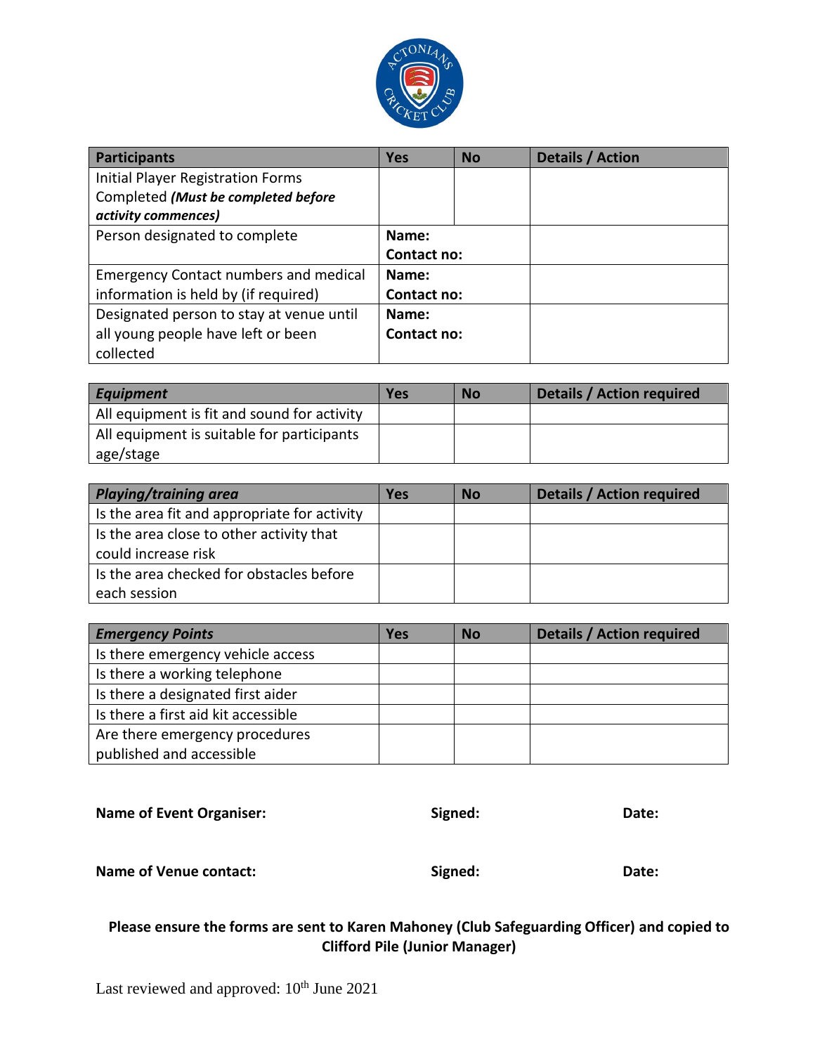| **Participants** | **Yes** | **No** | **Details / Action** |
|---|---|---|---|
| Initial Player Registration Forms Completed ***(Must be completed before activity commences)*** | | | |
| Person designated to complete | **Name:** **Contact no:** | | |
| Emergency Contact numbers and medical information is held by (if required) | **Name:** **Contact no:** | | |
| Designated person to stay at venue until all young people have left or been collected | **Name:** **Contact no:** | | |

| ***Equipment*** | **Yes** | **No** | **Details / Action required** |
|---|---|---|---|
| All equipment is fit and sound for activity | | | |
| All equipment is suitable for participants age/stage | | | |

| ***Playing/training area*** | **Yes** | **No** | **Details / Action required** |
|---|---|---|---|
| Is the area fit and appropriate for activity | | | |
| Is the area close to other activity that could increase risk | | | |
| Is the area checked for obstacles before each session | | | |

| ***Emergency Points*** | **Yes** | **No** | **Details / Action required** |
|---|---|---|---|
| Is there emergency vehicle access | | | |
| Is there a working telephone | | | |
| Is there a designated first aider | | | |
| Is there a first aid kit accessible | | | |
| Are there emergency procedures published and accessible | | | |

**Name of Event Organiser:** **Signed:** **Date:**

**Name of Venue contact:** **Signed:** **Date:**

**Please ensure the forms are sent to Karen Mahoney (Club Safeguarding Officer) and copied to Clifford Pile (Junior Manager)**

Last reviewed and approved: 10th June 2021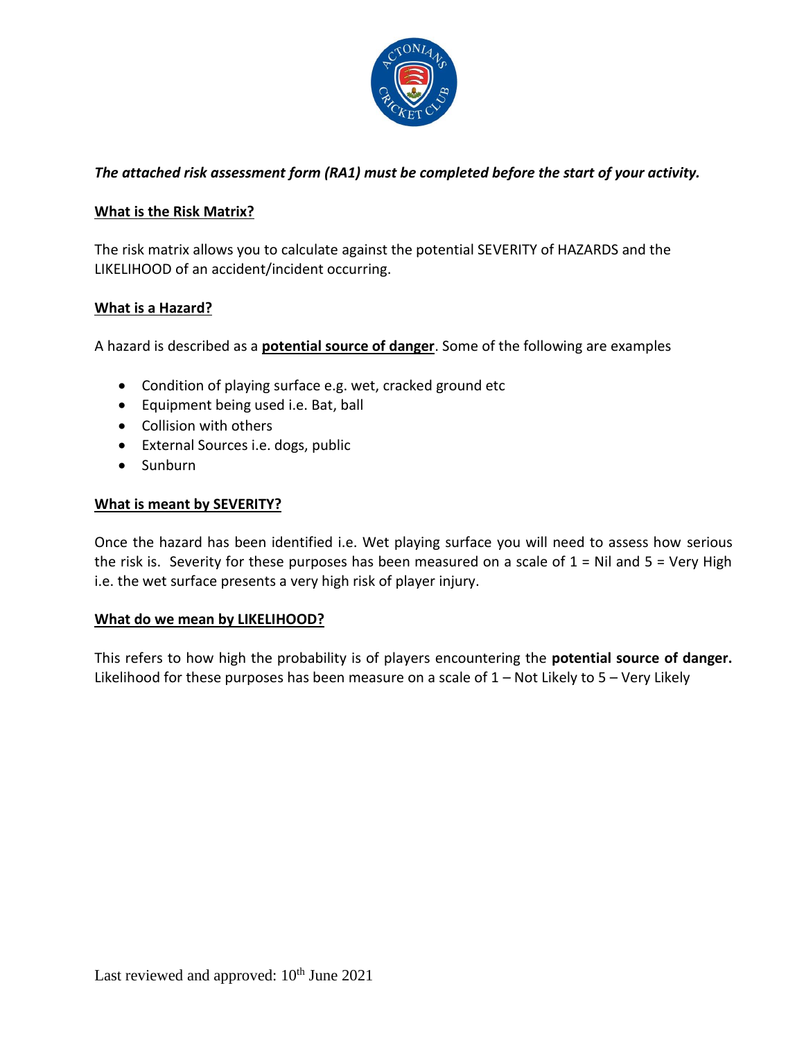***The attached risk assessment form (RA1) must be completed before the start of your activity.***

## What is the Risk Matrix?

The risk matrix allows you to calculate against the potential SEVERITY of HAZARDS and the LIKELIHOOD of an accident/incident occurring.

## What is a Hazard?

A hazard is described as a **potential source of danger**. Some of the following are examples

- Condition of playing surface e.g. wet, cracked ground etc
- Equipment being used i.e. Bat, ball
- Collision with others
- External Sources i.e. dogs, public
- Sunburn

## What is meant by SEVERITY?

Once the hazard has been identified i.e. Wet playing surface you will need to assess how serious the risk is. Severity for these purposes has been measured on a scale of 1 = Nil and 5 = Very High i.e. the wet surface presents a very high risk of player injury.

## What do we mean by LIKELIHOOD?

This refers to how high the probability is of players encountering the **potential source of danger.** Likelihood for these purposes has been measure on a scale of 1 – Not Likely to 5 – Very Likely

Last reviewed and approved: 10th June 2021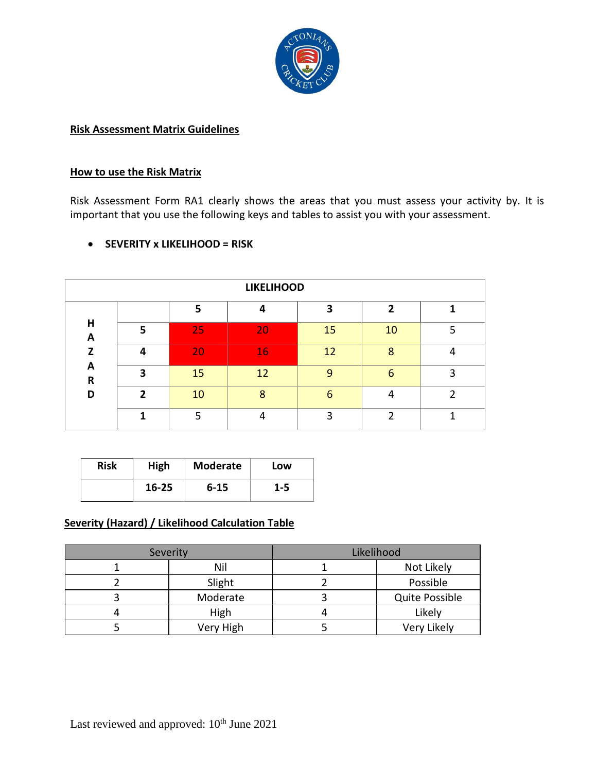## Risk Assessment Matrix Guidelines

### How to use the Risk Matrix

Risk Assessment Form RA1 clearly shows the areas that you must assess your activity by. It is important that you use the following keys and tables to assist you with your assessment.

- **SEVERITY x LIKELIHOOD = RISK**

| | | LIKELIHOOD | | | | |
|---|---|---|---|---|---|---|
| | | **5** | **4** | **3** | **2** | **1** |
| **HAZARD** | **5** | 25 | 20 | 15 | 10 | 5 |
| | **4** | 20 | 16 | 12 | 8 | 4 |
| | **3** | 15 | 12 | 9 | 6 | 3 |
| | **2** | 10 | 8 | 6 | 4 | 2 |
| | **1** | 5 | 4 | 3 | 2 | 1 |

| **Risk** | **High** | **Moderate** | **Low** |
|---|---|---|---|
| | **16-25** | **6-15** | **1-5** |

### Severity (Hazard) / Likelihood Calculation Table

| Severity | | Likelihood | |
|---|---|---|---|
| 1 | Nil | 1 | Not Likely |
| 2 | Slight | 2 | Possible |
| 3 | Moderate | 3 | Quite Possible |
| 4 | High | 4 | Likely |
| 5 | Very High | 5 | Very Likely |

Last reviewed and approved: 10th June 2021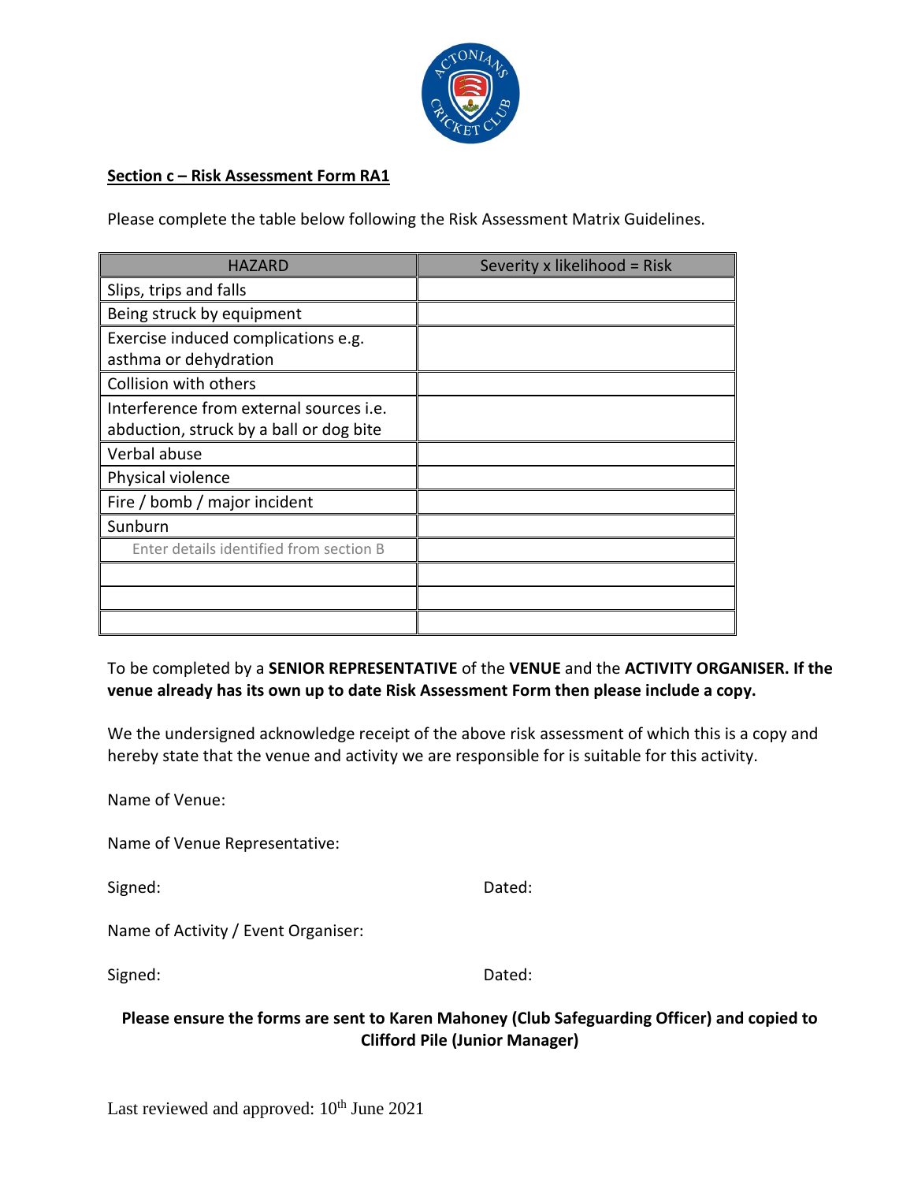**Section c – Risk Assessment Form RA1**

Please complete the table below following the Risk Assessment Matrix Guidelines.

| HAZARD | Severity x likelihood = Risk |
| --- | --- |
| Slips, trips and falls | |
| Being struck by equipment | |
| Exercise induced complications e.g. asthma or dehydration | |
| Collision with others | |
| Interference from external sources i.e. abduction, struck by a ball or dog bite | |
| Verbal abuse | |
| Physical violence | |
| Fire / bomb / major incident | |
| Sunburn | |
| Enter details identified from section B | |
| | |
| | |
| | |

To be completed by a **SENIOR REPRESENTATIVE** of the **VENUE** and the **ACTIVITY ORGANISER. If the venue already has its own up to date Risk Assessment Form then please include a copy.**

We the undersigned acknowledge receipt of the above risk assessment of which this is a copy and hereby state that the venue and activity we are responsible for is suitable for this activity.

Name of Venue:

Name of Venue Representative:

Signed: Dated:

Name of Activity / Event Organiser:

Signed: Dated:

**Please ensure the forms are sent to Karen Mahoney (Club Safeguarding Officer) and copied to Clifford Pile (Junior Manager)**

Last reviewed and approved: 10th June 2021